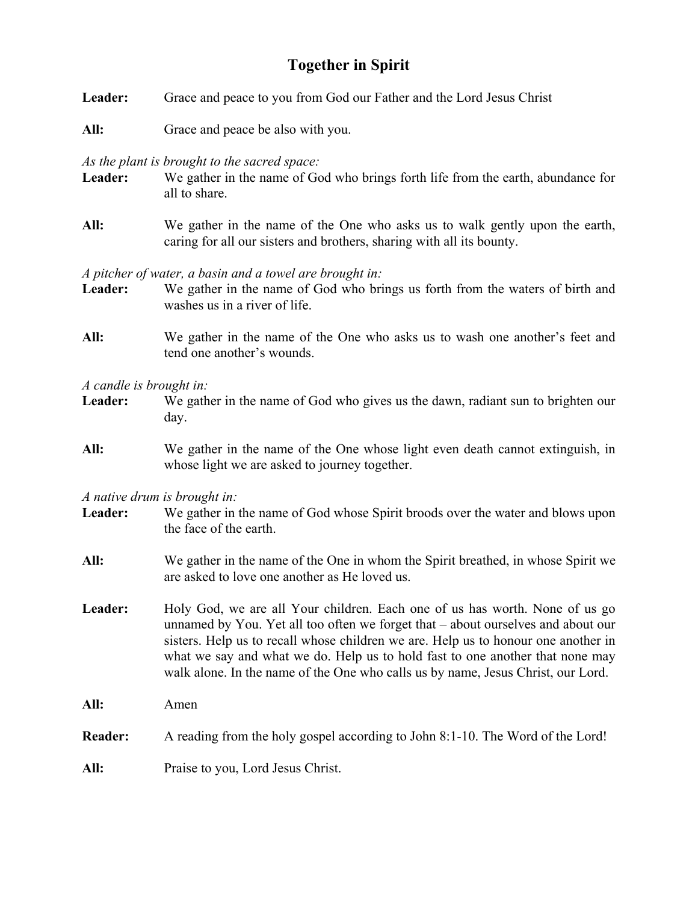# Together in Spirit

**Leader:** Grace and peace to you from God our Father and the Lord Jesus Christ

**All:** Grace and peace be also with you.

*As the plant is brought to the sacred space:*

**Leader:** We gather in the name of God who brings forth life from the earth, abundance for all to share.

**All:** We gather in the name of the One who asks us to walk gently upon the earth, caring for all our sisters and brothers, sharing with all its bounty.

*A pitcher of water, a basin and a towel are brought in:*

**Leader:** We gather in the name of God who brings us forth from the waters of birth and washes us in a river of life.

**All:** We gather in the name of the One who asks us to wash one another's feet and tend one another's wounds.

*A candle is brought in:*

**Leader:** We gather in the name of God who gives us the dawn, radiant sun to brighten our day.

**All:** We gather in the name of the One whose light even death cannot extinguish, in whose light we are asked to journey together.

*A native drum is brought in:*

**Leader:** We gather in the name of God whose Spirit broods over the water and blows upon the face of the earth.

**All:** We gather in the name of the One in whom the Spirit breathed, in whose Spirit we are asked to love one another as He loved us.

**Leader:** Holy God, we are all Your children. Each one of us has worth. None of us go unnamed by You. Yet all too often we forget that – about ourselves and about our sisters. Help us to recall whose children we are. Help us to honour one another in what we say and what we do. Help us to hold fast to one another that none may walk alone. In the name of the One who calls us by name, Jesus Christ, our Lord.

**All:** Amen

**Reader:** A reading from the holy gospel according to John 8:1-10. The Word of the Lord!

**All:** Praise to you, Lord Jesus Christ.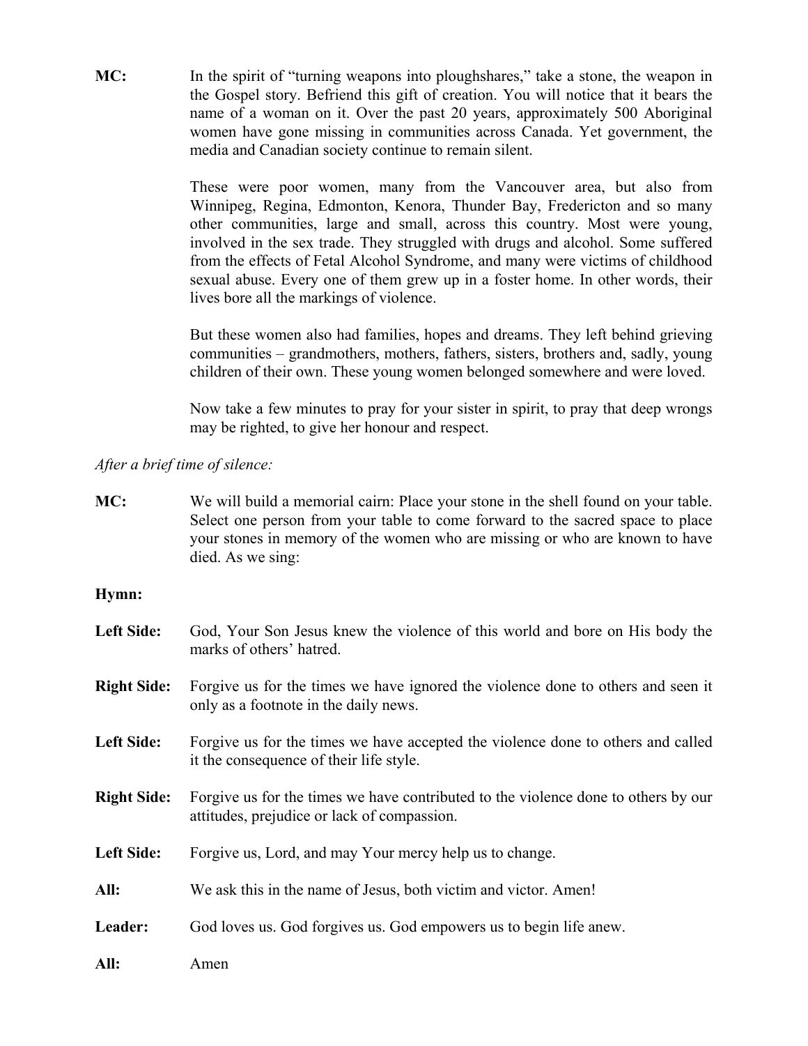**MC:** In the spirit of "turning weapons into ploughshares," take a stone, the weapon in the Gospel story. Befriend this gift of creation. You will notice that it bears the name of a woman on it. Over the past 20 years, approximately 500 Aboriginal women have gone missing in communities across Canada. Yet government, the media and Canadian society continue to remain silent.

These were poor women, many from the Vancouver area, but also from Winnipeg, Regina, Edmonton, Kenora, Thunder Bay, Fredericton and so many other communities, large and small, across this country. Most were young, involved in the sex trade. They struggled with drugs and alcohol. Some suffered from the effects of Fetal Alcohol Syndrome, and many were victims of childhood sexual abuse. Every one of them grew up in a foster home. In other words, their lives bore all the markings of violence.

But these women also had families, hopes and dreams. They left behind grieving communities – grandmothers, mothers, fathers, sisters, brothers and, sadly, young children of their own. These young women belonged somewhere and were loved.

Now take a few minutes to pray for your sister in spirit, to pray that deep wrongs may be righted, to give her honour and respect.

*After a brief time of silence:*

**MC:** We will build a memorial cairn: Place your stone in the shell found on your table. Select one person from your table to come forward to the sacred space to place your stones in memory of the women who are missing or who are known to have died. As we sing:

**Hymn:**

**Left Side:** God, Your Son Jesus knew the violence of this world and bore on His body the marks of others' hatred.

**Right Side:** Forgive us for the times we have ignored the violence done to others and seen it only as a footnote in the daily news.

**Left Side:** Forgive us for the times we have accepted the violence done to others and called it the consequence of their life style.

**Right Side:** Forgive us for the times we have contributed to the violence done to others by our attitudes, prejudice or lack of compassion.

**Left Side:** Forgive us, Lord, and may Your mercy help us to change.

**All:** We ask this in the name of Jesus, both victim and victor. Amen!

**Leader:** God loves us. God forgives us. God empowers us to begin life anew.

**All:** Amen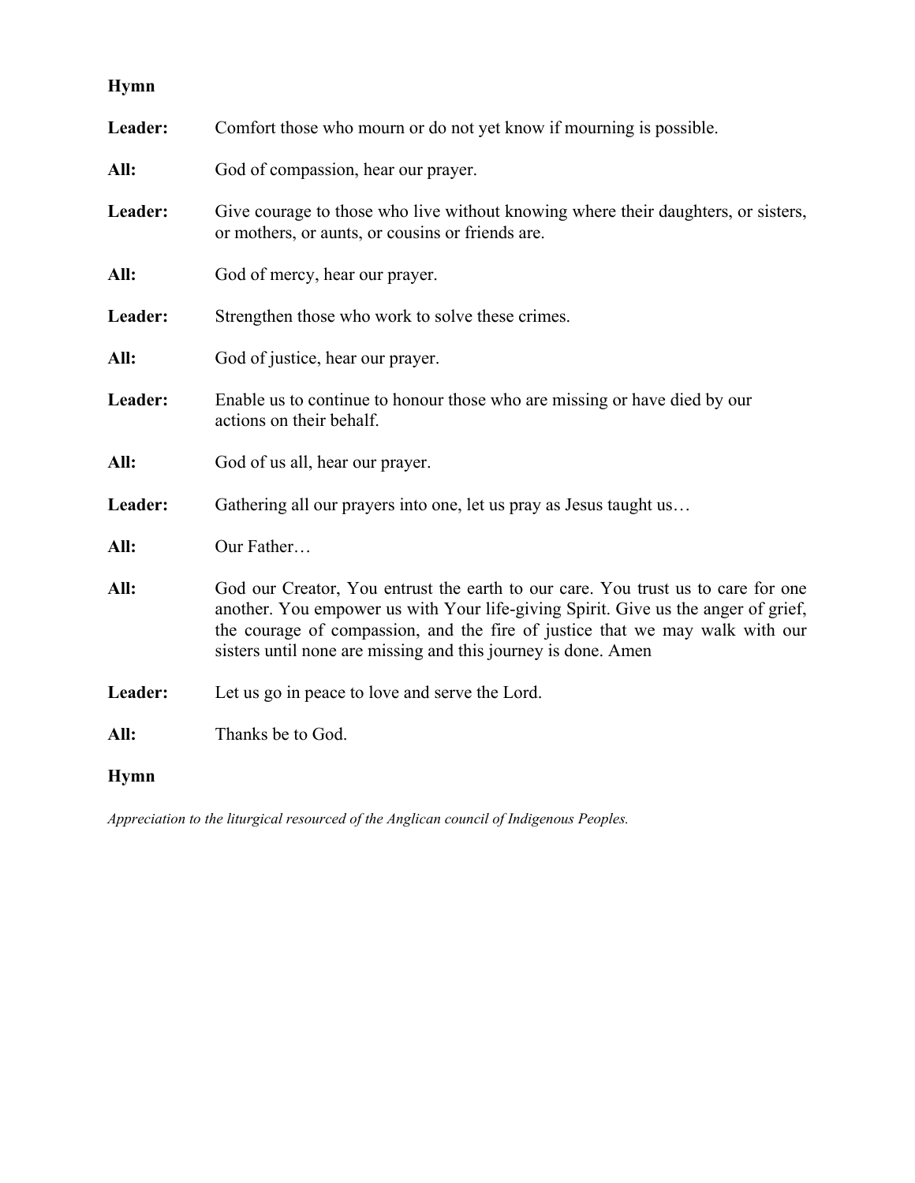**Hymn**

**Leader:** Comfort those who mourn or do not yet know if mourning is possible.

**All:** God of compassion, hear our prayer.

**Leader:** Give courage to those who live without knowing where their daughters, or sisters, or mothers, or aunts, or cousins or friends are.

**All:** God of mercy, hear our prayer.

**Leader:** Strengthen those who work to solve these crimes.

**All:** God of justice, hear our prayer.

**Leader:** Enable us to continue to honour those who are missing or have died by our actions on their behalf.

**All:** God of us all, hear our prayer.

**Leader:** Gathering all our prayers into one, let us pray as Jesus taught us…

**All:** Our Father…

**All:** God our Creator, You entrust the earth to our care. You trust us to care for one another. You empower us with Your life-giving Spirit. Give us the anger of grief, the courage of compassion, and the fire of justice that we may walk with our sisters until none are missing and this journey is done. Amen

**Leader:** Let us go in peace to love and serve the Lord.

**All:** Thanks be to God.

**Hymn**

*Appreciation to the liturgical resourced of the Anglican council of Indigenous Peoples.*